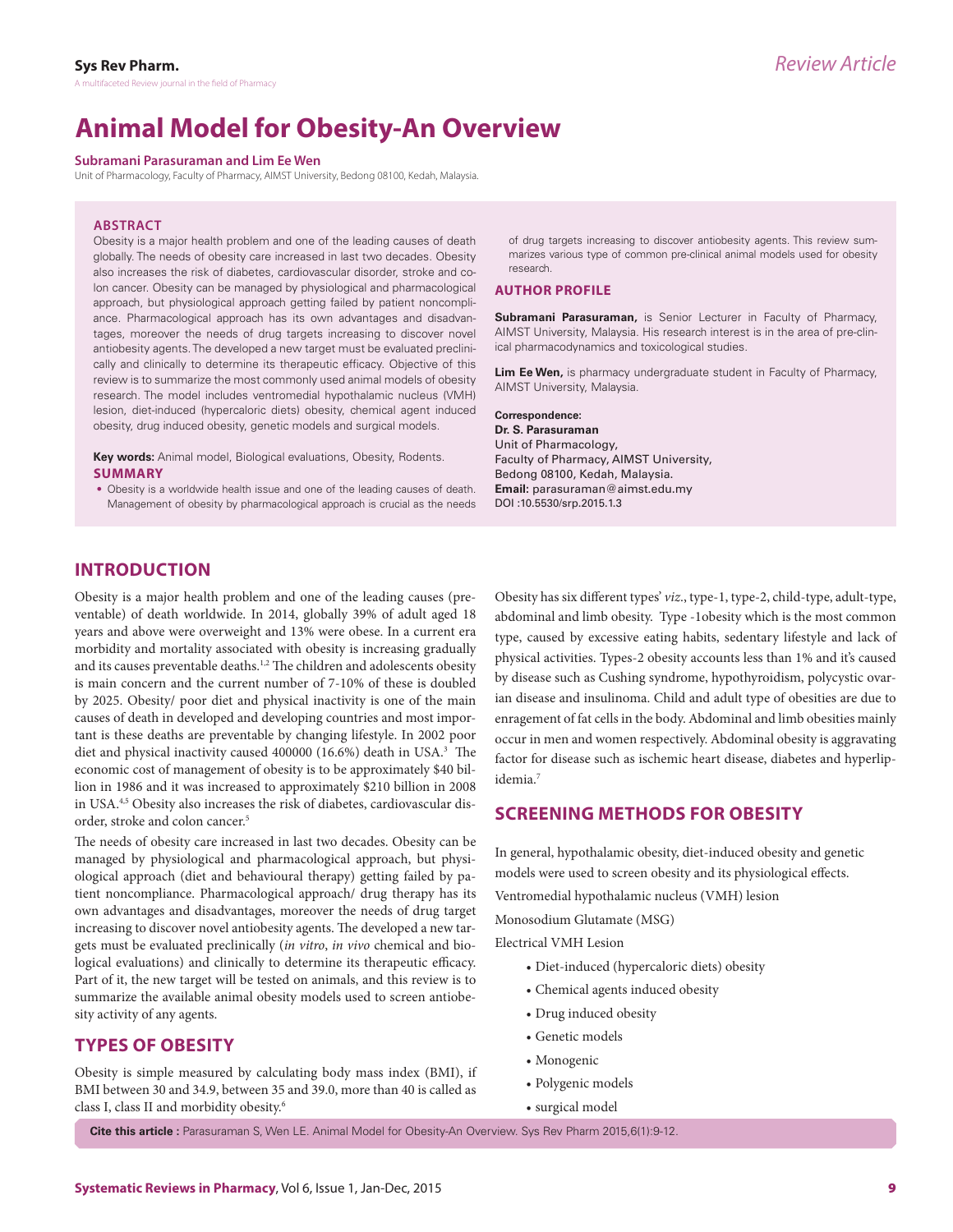# Animal Model for Obesity-An Overview

**Subramani Parasuraman and Lim Ee Wen**

Unit of Pharmacology, Faculty of Pharmacy, AIMST University, Bedong 08100, Kedah, Malaysia.

## ABSTRACT

Obesity is a major health problem and one of the leading causes of death globally. The needs of obesity care increased in last two decades. Obesity also increases the risk of diabetes, cardiovascular disorder, stroke and colon cancer. Obesity can be managed by physiological and pharmacological approach, but physiological approach getting failed by patient noncompliance. Pharmacological approach has its own advantages and disadvantages, moreover the needs of drug targets increasing to discover novel antiobesity agents. The developed a new target must be evaluated preclinically and clinically to determine its therapeutic efficacy. Objective of this review is to summarize the most commonly used animal models of obesity research. The model includes ventromedial hypothalamic nucleus (VMH) lesion, diet-induced (hypercaloric diets) obesity, chemical agent induced obesity, drug induced obesity, genetic models and surgical models.

**Key words:** Animal model, Biological evaluations, Obesity, Rodents.

## SUMMARY

- Obesity is a worldwide health issue and one of the leading causes of death. Management of obesity by pharmacological approach is crucial as the needs of drug targets increasing to discover antiobesity agents. This review summarizes various type of common pre-clinical animal models used for obesity research.

## AUTHOR PROFILE

**Subramani Parasuraman,** is Senior Lecturer in Faculty of Pharmacy, AIMST University, Malaysia. His research interest is in the area of pre-clinical pharmacodynamics and toxicological studies.

**Lim Ee Wen,** is pharmacy undergraduate student in Faculty of Pharmacy, AIMST University, Malaysia.

**Correspondence:**
**Dr. S. Parasuraman**
Unit of Pharmacology,
Faculty of Pharmacy, AIMST University,
Bedong 08100, Kedah, Malaysia.
**Email:** parasuraman@aimst.edu.my
DOI :10.5530/srp.2015.1.3

## INTRODUCTION

Obesity is a major health problem and one of the leading causes (preventable) of death worldwide. In 2014, globally 39% of adult aged 18 years and above were overweight and 13% were obese. In a current era morbidity and mortality associated with obesity is increasing gradually and its causes preventable deaths.[1,2] The children and adolescents obesity is main concern and the current number of 7-10% of these is doubled by 2025. Obesity/ poor diet and physical inactivity is one of the main causes of death in developed and developing countries and most important is these deaths are preventable by changing lifestyle. In 2002 poor diet and physical inactivity caused 400000 (16.6%) death in USA.[3] The economic cost of management of obesity is to be approximately $40 billion in 1986 and it was increased to approximately $210 billion in 2008 in USA.[4,5] Obesity also increases the risk of diabetes, cardiovascular disorder, stroke and colon cancer.[5]

The needs of obesity care increased in last two decades. Obesity can be managed by physiological and pharmacological approach, but physiological approach (diet and behavioural therapy) getting failed by patient noncompliance. Pharmacological approach/ drug therapy has its own advantages and disadvantages, moreover the needs of drug target increasing to discover novel antiobesity agents. The developed a new targets must be evaluated preclinically (*in vitro*, *in vivo* chemical and biological evaluations) and clinically to determine its therapeutic efficacy. Part of it, the new target will be tested on animals, and this review is to summarize the available animal obesity models used to screen antiobesity activity of any agents.

## TYPES OF OBESITY

Obesity is simple measured by calculating body mass index (BMI), if BMI between 30 and 34.9, between 35 and 39.0, more than 40 is called as class I, class II and morbidity obesity.[6]

Obesity has six different types' *viz*., type-1, type-2, child-type, adult-type, abdominal and limb obesity. Type -1obesity which is the most common type, caused by excessive eating habits, sedentary lifestyle and lack of physical activities. Types-2 obesity accounts less than 1% and it's caused by disease such as Cushing syndrome, hypothyroidism, polycystic ovarian disease and insulinoma. Child and adult type of obesities are due to enragement of fat cells in the body. Abdominal and limb obesities mainly occur in men and women respectively. Abdominal obesity is aggravating factor for disease such as ischemic heart disease, diabetes and hyperlipidemia.[7]

## SCREENING METHODS FOR OBESITY

In general, hypothalamic obesity, diet-induced obesity and genetic models were used to screen obesity and its physiological effects.

Ventromedial hypothalamic nucleus (VMH) lesion

Monosodium Glutamate (MSG)

Electrical VMH Lesion

- Diet-induced (hypercaloric diets) obesity
- Chemical agents induced obesity
- Drug induced obesity
- Genetic models
- Monogenic
- Polygenic models
- surgical model

**Cite this article :** Parasuraman S, Wen LE. Animal Model for Obesity-An Overview. Sys Rev Pharm 2015,6(1):9-12.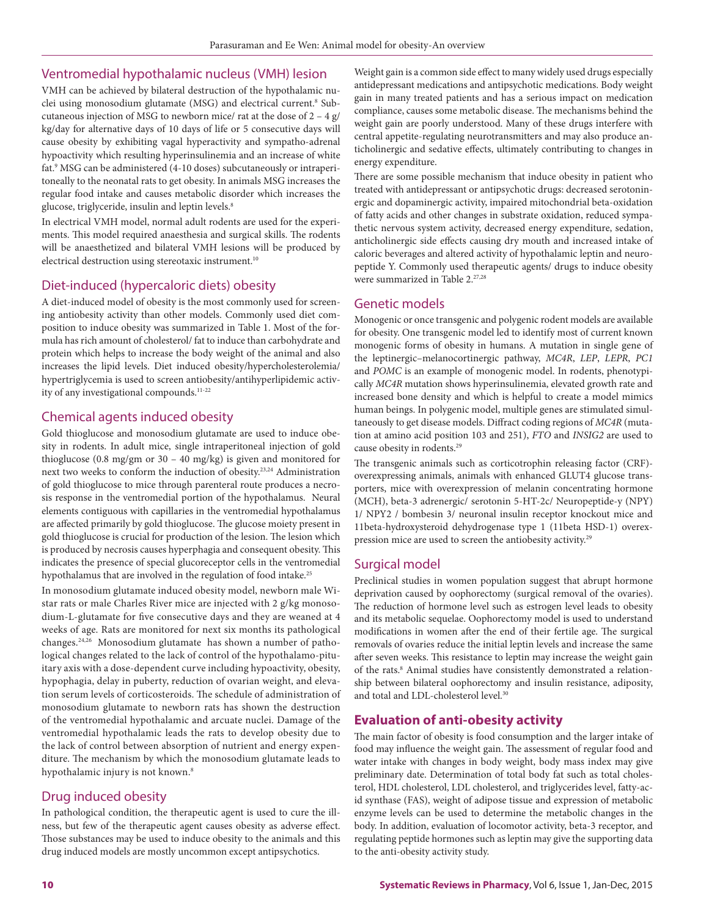## Ventromedial hypothalamic nucleus (VMH) lesion

VMH can be achieved by bilateral destruction of the hypothalamic nuclei using monosodium glutamate (MSG) and electrical current.[8] Subcutaneous injection of MSG to newborn mice/ rat at the dose of 2 – 4 g/kg/day for alternative days of 10 days of life or 5 consecutive days will cause obesity by exhibiting vagal hyperactivity and sympatho-adrenal hypoactivity which resulting hyperinsulinemia and an increase of white fat.[9] MSG can be administered (4-10 doses) subcutaneously or intraperitoneally to the neonatal rats to get obesity. In animals MSG increases the regular food intake and causes metabolic disorder which increases the glucose, triglyceride, insulin and leptin levels.[8]

In electrical VMH model, normal adult rodents are used for the experiments. This model required anaesthesia and surgical skills. The rodents will be anaesthetized and bilateral VMH lesions will be produced by electrical destruction using stereotaxic instrument.[10]

## Diet-induced (hypercaloric diets) obesity

A diet-induced model of obesity is the most commonly used for screening antiobesity activity than other models. Commonly used diet composition to induce obesity was summarized in Table 1. Most of the formula has rich amount of cholesterol/ fat to induce than carbohydrate and protein which helps to increase the body weight of the animal and also increases the lipid levels. Diet induced obesity/hypercholesterolemia/hypertriglycemia is used to screen antiobesity/antihyperlipidemic activity of any investigational compounds.[11-22]

## Chemical agents induced obesity

Gold thioglucose and monosodium glutamate are used to induce obesity in rodents. In adult mice, single intraperitoneal injection of gold thioglucose (0.8 mg/gm or 30 – 40 mg/kg) is given and monitored for next two weeks to conform the induction of obesity.[23,24] Administration of gold thioglucose to mice through parenteral route produces a necrosis response in the ventromedial portion of the hypothalamus. Neural elements contiguous with capillaries in the ventromedial hypothalamus are affected primarily by gold thioglucose. The glucose moiety present in gold thioglucose is crucial for production of the lesion. The lesion which is produced by necrosis causes hyperphagia and consequent obesity. This indicates the presence of special glucoreceptor cells in the ventromedial hypothalamus that are involved in the regulation of food intake.[25]

In monosodium glutamate induced obesity model, newborn male Wistar rats or male Charles River mice are injected with 2 g/kg monosodium-L-glutamate for five consecutive days and they are weaned at 4 weeks of age. Rats are monitored for next six months its pathological changes.[24,26] Monosodium glutamate has shown a number of pathological changes related to the lack of control of the hypothalamo-pituitary axis with a dose-dependent curve including hypoactivity, obesity, hypophagia, delay in puberty, reduction of ovarian weight, and elevation serum levels of corticosteroids. The schedule of administration of monosodium glutamate to newborn rats has shown the destruction of the ventromedial hypothalamic and arcuate nuclei. Damage of the ventromedial hypothalamic leads the rats to develop obesity due to the lack of control between absorption of nutrient and energy expenditure. The mechanism by which the monosodium glutamate leads to hypothalamic injury is not known.[8]

## Drug induced obesity

In pathological condition, the therapeutic agent is used to cure the illness, but few of the therapeutic agent causes obesity as adverse effect. Those substances may be used to induce obesity to the animals and this drug induced models are mostly uncommon except antipsychotics.

Weight gain is a common side effect to many widely used drugs especially antidepressant medications and antipsychotic medications. Body weight gain in many treated patients and has a serious impact on medication compliance, causes some metabolic disease. The mechanisms behind the weight gain are poorly understood. Many of these drugs interfere with central appetite-regulating neurotransmitters and may also produce anticholinergic and sedative effects, ultimately contributing to changes in energy expenditure.

There are some possible mechanism that induce obesity in patient who treated with antidepressant or antipsychotic drugs: decreased serotoninergic and dopaminergic activity, impaired mitochondrial beta-oxidation of fatty acids and other changes in substrate oxidation, reduced sympathetic nervous system activity, decreased energy expenditure, sedation, anticholinergic side effects causing dry mouth and increased intake of caloric beverages and altered activity of hypothalamic leptin and neuropeptide Y. Commonly used therapeutic agents/ drugs to induce obesity were summarized in Table 2.[27,28]

## Genetic models

Monogenic or once transgenic and polygenic rodent models are available for obesity. One transgenic model led to identify most of current known monogenic forms of obesity in humans. A mutation in single gene of the leptinergic–melanocortinergic pathway, *MC4R*, *LEP*, *LEPR*, *PC1* and *POMC* is an example of monogenic model. In rodents, phenotypically *MC4R* mutation shows hyperinsulinemia, elevated growth rate and increased bone density and which is helpful to create a model mimics human beings. In polygenic model, multiple genes are stimulated simultaneously to get disease models. Diffract coding regions of *MC4R* (mutation at amino acid position 103 and 251), *FTO* and *INSIG2* are used to cause obesity in rodents.[29]

The transgenic animals such as corticotrophin releasing factor (CRF)-overexpressing animals, animals with enhanced GLUT4 glucose transporters, mice with overexpression of melanin concentrating hormone (MCH), beta-3 adrenergic/ serotonin 5-HT-2c/ Neuropeptide-y (NPY) 1/ NPY2 / bombesin 3/ neuronal insulin receptor knockout mice and 11beta-hydroxysteroid dehydrogenase type 1 (11beta HSD-1) overexpression mice are used to screen the antiobesity activity.[29]

## Surgical model

Preclinical studies in women population suggest that abrupt hormone deprivation caused by oophorectomy (surgical removal of the ovaries). The reduction of hormone level such as estrogen level leads to obesity and its metabolic sequelae. Oophorectomy model is used to understand modifications in women after the end of their fertile age. The surgical removals of ovaries reduce the initial leptin levels and increase the same after seven weeks. This resistance to leptin may increase the weight gain of the rats.[8] Animal studies have consistently demonstrated a relationship between bilateral oophorectomy and insulin resistance, adiposity, and total and LDL-cholesterol level.[30]

# Evaluation of anti-obesity activity

The main factor of obesity is food consumption and the larger intake of food may influence the weight gain. The assessment of regular food and water intake with changes in body weight, body mass index may give preliminary date. Determination of total body fat such as total cholesterol, HDL cholesterol, LDL cholesterol, and triglycerides level, fatty-acid synthase (FAS), weight of adipose tissue and expression of metabolic enzyme levels can be used to determine the metabolic changes in the body. In addition, evaluation of locomotor activity, beta-3 receptor, and regulating peptide hormones such as leptin may give the supporting data to the anti-obesity activity study.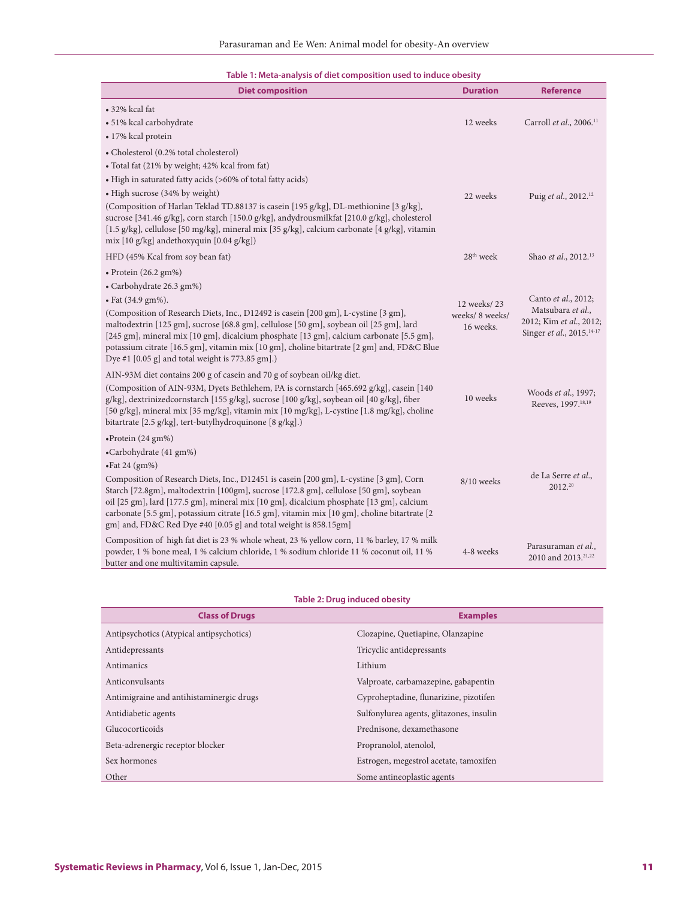**Table 1: Meta-analysis of diet composition used to induce obesity**

| Diet composition | Duration | Reference |
|---|---|---|
| • 32% kcal fat<br>• 51% kcal carbohydrate<br>• 17% kcal protein | 12 weeks | Carroll *et al.*, 2006.[11] |
| • Cholesterol (0.2% total cholesterol)<br>• Total fat (21% by weight; 42% kcal from fat)<br>• High in saturated fatty acids (>60% of total fatty acids)<br>• High sucrose (34% by weight)<br>(Composition of Harlan Teklad TD.88137 is casein [195 g/kg], DL-methionine [3 g/kg], sucrose [341.46 g/kg], corn starch [150.0 g/kg], andydrousmilkfat [210.0 g/kg], cholesterol [1.5 g/kg], cellulose [50 mg/kg], mineral mix [35 g/kg], calcium carbonate [4 g/kg], vitamin mix [10 g/kg] andethoxyquin [0.04 g/kg]) | 22 weeks | Puig *et al.*, 2012.[12] |
| HFD (45% Kcal from soy bean fat) | 28th week | Shao *et al.*, 2012.[13] |
| • Protein (26.2 gm%)<br>• Carbohydrate 26.3 gm%)<br>• Fat (34.9 gm%).<br>(Composition of Research Diets, Inc., D12492 is casein [200 gm], L-cystine [3 gm], maltodextrin [125 gm], sucrose [68.8 gm], cellulose [50 gm], soybean oil [25 gm], lard [245 gm], mineral mix [10 gm], dicalcium phosphate [13 gm], calcium carbonate [5.5 gm], potassium citrate [16.5 gm], vitamin mix [10 gm], choline bitartrate [2 gm] and, FD&C Blue Dye #1 [0.05 g] and total weight is 773.85 gm].) | 12 weeks/ 23 weeks/ 8 weeks/ 16 weeks. | Canto *et al.*, 2012; Matsubara *et al.*, 2012; Kim *et al.*, 2012; Singer *et al.*, 2015.[14-17] |
| AIN-93M diet contains 200 g of casein and 70 g of soybean oil/kg diet.<br>(Composition of AIN-93M, Dyets Bethlehem, PA is cornstarch [465.692 g/kg], casein [140 g/kg], dextrinizedcornstarch [155 g/kg], sucrose [100 g/kg], soybean oil [40 g/kg], fiber [50 g/kg], mineral mix [35 mg/kg], vitamin mix [10 mg/kg], L-cystine [1.8 mg/kg], choline bitartrate [2.5 g/kg], tert-butylhydroquinone [8 g/kg].) | 10 weeks | Woods *et al.*, 1997; Reeves, 1997.[18,19] |
| •Protein (24 gm%)<br>•Carbohydrate (41 gm%)<br>•Fat 24 (gm%)<br>Composition of Research Diets, Inc., D12451 is casein [200 gm], L-cystine [3 gm], Corn Starch [72.8gm], maltodextrin [100gm], sucrose [172.8 gm], cellulose [50 gm], soybean oil [25 gm], lard [177.5 gm], mineral mix [10 gm], dicalcium phosphate [13 gm], calcium carbonate [5.5 gm], potassium citrate [16.5 gm], vitamin mix [10 gm], choline bitartrate [2 gm] and, FD&C Red Dye #40 [0.05 g] and total weight is 858.15gm] | 8/10 weeks | de La Serre *et al.*, 2012.[20] |
| Composition of high fat diet is 23 % whole wheat, 23 % yellow corn, 11 % barley, 17 % milk powder, 1 % bone meal, 1 % calcium chloride, 1 % sodium chloride 11 % coconut oil, 11 % butter and one multivitamin capsule. | 4-8 weeks | Parasuraman *et al.*, 2010 and 2013.[21,22] |

**Table 2: Drug induced obesity**

| Class of Drugs | Examples |
|---|---|
| Antipsychotics (Atypical antipsychotics) | Clozapine, Quetiapine, Olanzapine |
| Antidepressants | Tricyclic antidepressants |
| Antimanics | Lithium |
| Anticonvulsants | Valproate, carbamazepine, gabapentin |
| Antimigraine and antihistaminergic drugs | Cyproheptadine, flunarizine, pizotifen |
| Antidiabetic agents | Sulfonylurea agents, glitazones, insulin |
| Glucocorticoids | Prednisone, dexamethasone |
| Beta-adrenergic receptor blocker | Propranolol, atenolol, |
| Sex hormones | Estrogen, megestrol acetate, tamoxifen |
| Other | Some antineoplastic agents |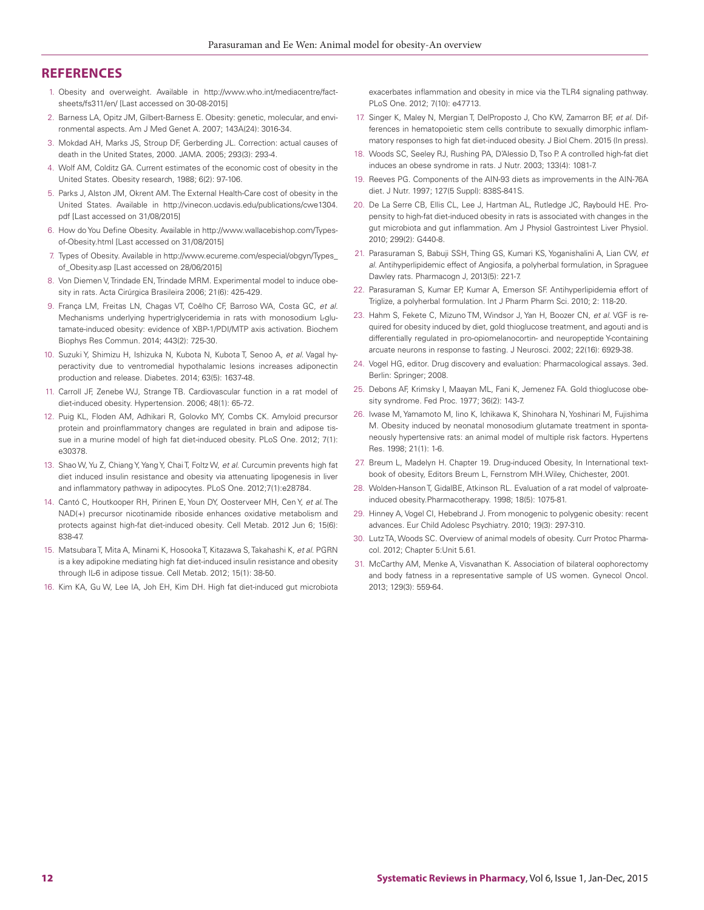## REFERENCES

1. Obesity and overweight. Available in http://www.who.int/mediacentre/factsheets/fs311/en/ [Last accessed on 30-08-2015]
2. Barness LA, Opitz JM, Gilbert-Barness E. Obesity: genetic, molecular, and environmental aspects. Am J Med Genet A. 2007; 143A(24): 3016-34.
3. Mokdad AH, Marks JS, Stroup DF, Gerberding JL. Correction: actual causes of death in the United States, 2000. JAMA. 2005; 293(3): 293-4.
4. Wolf AM, Colditz GA. Current estimates of the economic cost of obesity in the United States. Obesity research, 1988; 6(2): 97-106.
5. Parks J, Alston JM, Okrent AM. The External Health-Care cost of obesity in the United States. Available in http://vinecon.ucdavis.edu/publications/cwe1304.pdf [Last accessed on 31/08/2015]
6. How do You Define Obesity. Available in http://www.wallacebishop.com/Types-of-Obesity.html [Last accessed on 31/08/2015]
7. Types of Obesity. Available in http://www.ecureme.com/especial/obgyn/Types_of_Obesity.asp [Last accessed on 28/06/2015]
8. Von Diemen V, Trindade EN, Trindade MRM. Experimental model to induce obesity in rats. Acta Cirúrgica Brasileira 2006; 21(6): 425-429.
9. França LM, Freitas LN, Chagas VT, Coêlho CF, Barroso WA, Costa GC, *et al*. Mechanisms underlying hypertriglyceridemia in rats with monosodium L-glutamate-induced obesity: evidence of XBP-1/PDI/MTP axis activation. Biochem Biophys Res Commun. 2014; 443(2): 725-30.
10. Suzuki Y, Shimizu H, Ishizuka N, Kubota N, Kubota T, Senoo A, *et al*. Vagal hyperactivity due to ventromedial hypothalamic lesions increases adiponectin production and release. Diabetes. 2014; 63(5): 1637-48.
11. Carroll JF, Zenebe WJ, Strange TB. Cardiovascular function in a rat model of diet-induced obesity. Hypertension. 2006; 48(1): 65-72.
12. Puig KL, Floden AM, Adhikari R, Golovko MY, Combs CK. Amyloid precursor protein and proinflammatory changes are regulated in brain and adipose tissue in a murine model of high fat diet-induced obesity. PLoS One. 2012; 7(1): e30378.
13. Shao W, Yu Z, Chiang Y, Yang Y, Chai T, Foltz W, *et al*. Curcumin prevents high fat diet induced insulin resistance and obesity via attenuating lipogenesis in liver and inflammatory pathway in adipocytes. PLoS One. 2012;7(1):e28784.
14. Cantó C, Houtkooper RH, Pirinen E, Youn DY, Oosterveer MH, Cen Y, *et al*. The NAD(+) precursor nicotinamide riboside enhances oxidative metabolism and protects against high-fat diet-induced obesity. Cell Metab. 2012 Jun 6; 15(6): 838-47.
15. Matsubara T, Mita A, Minami K, Hosooka T, Kitazawa S, Takahashi K, *et al*. PGRN is a key adipokine mediating high fat diet-induced insulin resistance and obesity through IL-6 in adipose tissue. Cell Metab. 2012; 15(1): 38-50.
16. Kim KA, Gu W, Lee IA, Joh EH, Kim DH. High fat diet-induced gut microbiota exacerbates inflammation and obesity in mice via the TLR4 signaling pathway. PLoS One. 2012; 7(10): e47713.
17. Singer K, Maley N, Mergian T, DelProposto J, Cho KW, Zamarron BF, *et al*. Differences in hematopoietic stem cells contribute to sexually dimorphic inflammatory responses to high fat diet-induced obesity. J Biol Chem. 2015 (In press).
18. Woods SC, Seeley RJ, Rushing PA, D'Alessio D, Tso P. A controlled high-fat diet induces an obese syndrome in rats. J Nutr. 2003; 133(4): 1081-7.
19. Reeves PG. Components of the AIN-93 diets as improvements in the AIN-76A diet. J Nutr. 1997; 127(5 Suppl): 838S-841S.
20. De La Serre CB, Ellis CL, Lee J, Hartman AL, Rutledge JC, Raybould HE. Propensity to high-fat diet-induced obesity in rats is associated with changes in the gut microbiota and gut inflammation. Am J Physiol Gastrointest Liver Physiol. 2010; 299(2): G440-8.
21. Parasuraman S, Babuji SSH, Thing GS, Kumari KS, Yoganishalini A, Lian CW, *et al*. Antihyperlipidemic effect of Angiosifa, a polyherbal formulation, in Spraguee Dawley rats. Pharmacogn J, 2013(5): 221-7.
22. Parasuraman S, Kumar EP, Kumar A, Emerson SF. Antihyperlipidemia effort of Triglize, a polyherbal formulation. Int J Pharm Pharm Sci. 2010; 2: 118-20.
23. Hahm S, Fekete C, Mizuno TM, Windsor J, Yan H, Boozer CN, *et al*. VGF is required for obesity induced by diet, gold thioglucose treatment, and agouti and is differentially regulated in pro-opiomelanocortin- and neuropeptide Y-containing arcuate neurons in response to fasting. J Neurosci. 2002; 22(16): 6929-38.
24. Vogel HG, editor. Drug discovery and evaluation: Pharmacological assays. 3ed. Berlin: Springer; 2008.
25. Debons AF, Krimsky I, Maayan ML, Fani K, Jemenez FA. Gold thioglucose obesity syndrome. Fed Proc. 1977; 36(2): 143-7.
26. Iwase M, Yamamoto M, Iino K, Ichikawa K, Shinohara N, Yoshinari M, Fujishima M. Obesity induced by neonatal monosodium glutamate treatment in spontaneously hypertensive rats: an animal model of multiple risk factors. Hypertens Res. 1998; 21(1): 1-6.
27. Breum L, Madelyn H. Chapter 19. Drug-induced Obesity, In International textbook of obesity, Editors Breum L, Fernstrom MH.Wiley, Chichester, 2001.
28. Wolden-Hanson T, GidalBE, Atkinson RL. Evaluation of a rat model of valproate-induced obesity.Pharmacotherapy. 1998; 18(5): 1075-81.
29. Hinney A, Vogel CI, Hebebrand J. From monogenic to polygenic obesity: recent advances. Eur Child Adolesc Psychiatry. 2010; 19(3): 297-310.
30. Lutz TA, Woods SC. Overview of animal models of obesity. Curr Protoc Pharmacol. 2012; Chapter 5:Unit 5.61.
31. McCarthy AM, Menke A, Visvanathan K. Association of bilateral oophorectomy and body fatness in a representative sample of US women. Gynecol Oncol. 2013; 129(3): 559-64.